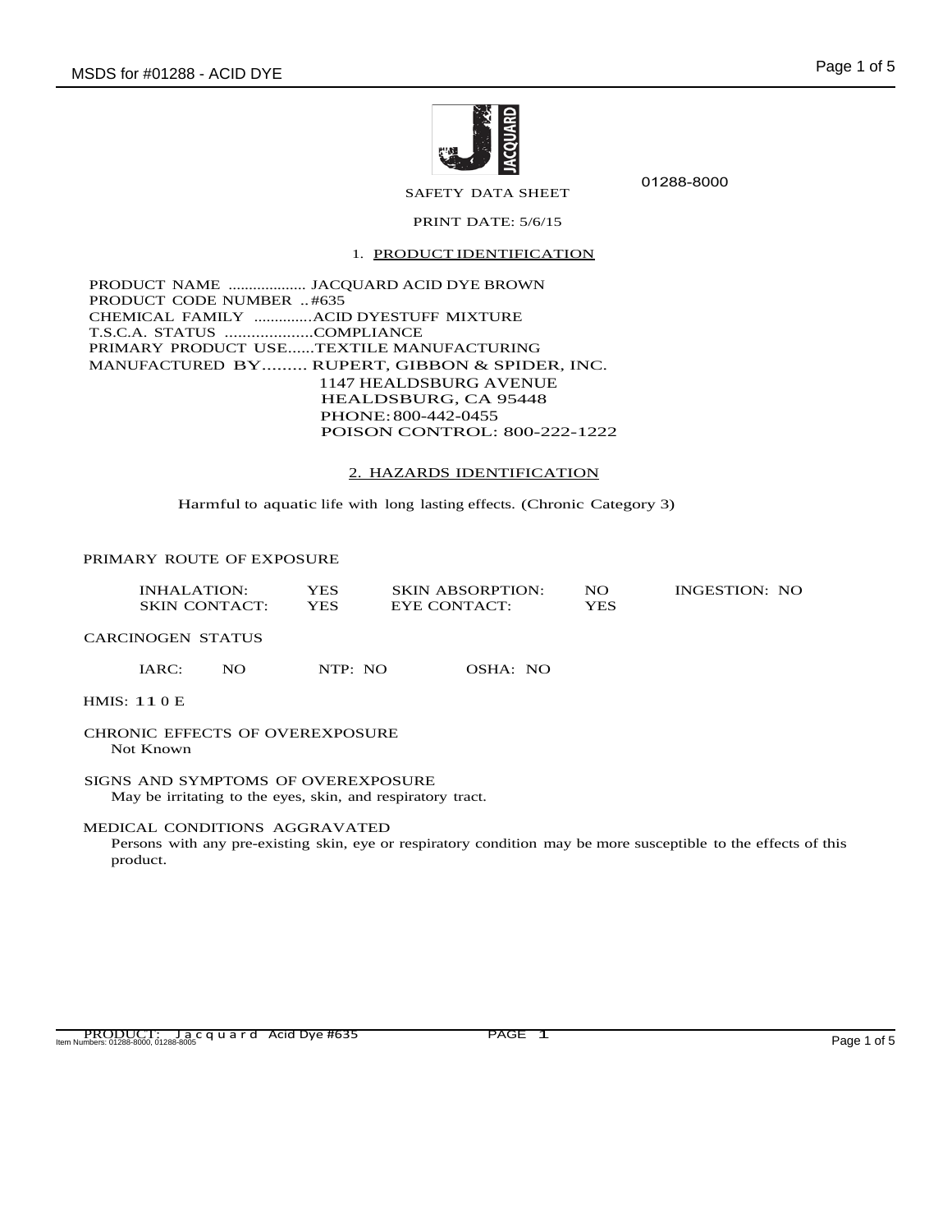01288-8000

SAFETY DATA SHEET

PRINT DATE: 5/6/15

## 1. PRODUCT IDENTIFICATION

PRODUCT NAME ................... JACQUARD ACID DYE BROWN
PRODUCT CODE NUMBER .. #635
CHEMICAL FAMILY .............ACID DYESTUFF MIXTURE
T.S.C.A. STATUS ....................COMPLIANCE
PRIMARY PRODUCT USE......TEXTILE MANUFACTURING
MANUFACTURED BY......... RUPERT, GIBBON & SPIDER, INC.
1147 HEALDSBURG AVENUE
HEALDSBURG, CA 95448
PHONE: 800-442-0455
POISON CONTROL: 800-222-1222

## 2. HAZARDS IDENTIFICATION

Harmful to aquatic life with long lasting effects. (Chronic Category 3)

PRIMARY ROUTE OF EXPOSURE

| | | | | |
|---|---|---|---|---|
| INHALATION: | YES | SKIN ABSORPTION: | NO | INGESTION: NO |
| SKIN CONTACT: | YES | EYE CONTACT: | YES | |

CARCINOGEN STATUS

IARC: NO     NTP: NO     OSHA: NO

HMIS: 1 1 0 E

CHRONIC EFFECTS OF OVEREXPOSURE
Not Known

SIGNS AND SYMPTOMS OF OVEREXPOSURE
May be irritating to the eyes, skin, and respiratory tract.

MEDICAL CONDITIONS AGGRAVATED
Persons with any pre-existing skin, eye or respiratory condition may be more susceptible to the effects of this product.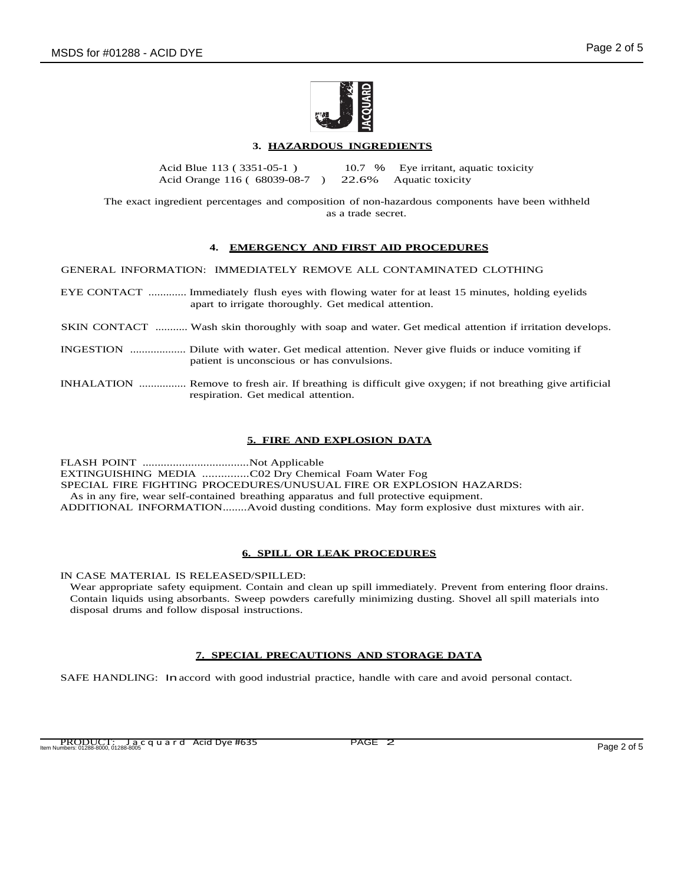## 3. HAZARDOUS INGREDIENTS

| Ingredient | % | Hazard |
| --- | --- | --- |
| Acid Blue 113 ( 3351-05-1 ) | 10.7 % | Eye irritant, aquatic toxicity |
| Acid Orange 116 ( 68039-08-7 ) | 22.6% | Aquatic toxicity |

The exact ingredient percentages and composition of non-hazardous components have been withheld as a trade secret.

## 4. EMERGENCY AND FIRST AID PROCEDURES

GENERAL INFORMATION: IMMEDIATELY REMOVE ALL CONTAMINATED CLOTHING

EYE CONTACT ............. Immediately flush eyes with flowing water for at least 15 minutes, holding eyelids apart to irrigate thoroughly. Get medical attention.

SKIN CONTACT ........... Wash skin thoroughly with soap and water. Get medical attention if irritation develops.

INGESTION ................... Dilute with water. Get medical attention. Never give fluids or induce vomiting if patient is unconscious or has convulsions.

INHALATION ................ Remove to fresh air. If breathing is difficult give oxygen; if not breathing give artificial respiration. Get medical attention.

## 5. FIRE AND EXPLOSION DATA

FLASH POINT ...................................Not Applicable
EXTINGUISHING MEDIA ...............C02 Dry Chemical Foam Water Fog
SPECIAL FIRE FIGHTING PROCEDURES/UNUSUAL FIRE OR EXPLOSION HAZARDS:
As in any fire, wear self-contained breathing apparatus and full protective equipment.
ADDITIONAL INFORMATION........Avoid dusting conditions. May form explosive dust mixtures with air.

## 6. SPILL OR LEAK PROCEDURES

IN CASE MATERIAL IS RELEASED/SPILLED:
Wear appropriate safety equipment. Contain and clean up spill immediately. Prevent from entering floor drains. Contain liquids using absorbants. Sweep powders carefully minimizing dusting. Shovel all spill materials into disposal drums and follow disposal instructions.

## 7. SPECIAL PRECAUTIONS AND STORAGE DATA

SAFE HANDLING: In accord with good industrial practice, handle with care and avoid personal contact.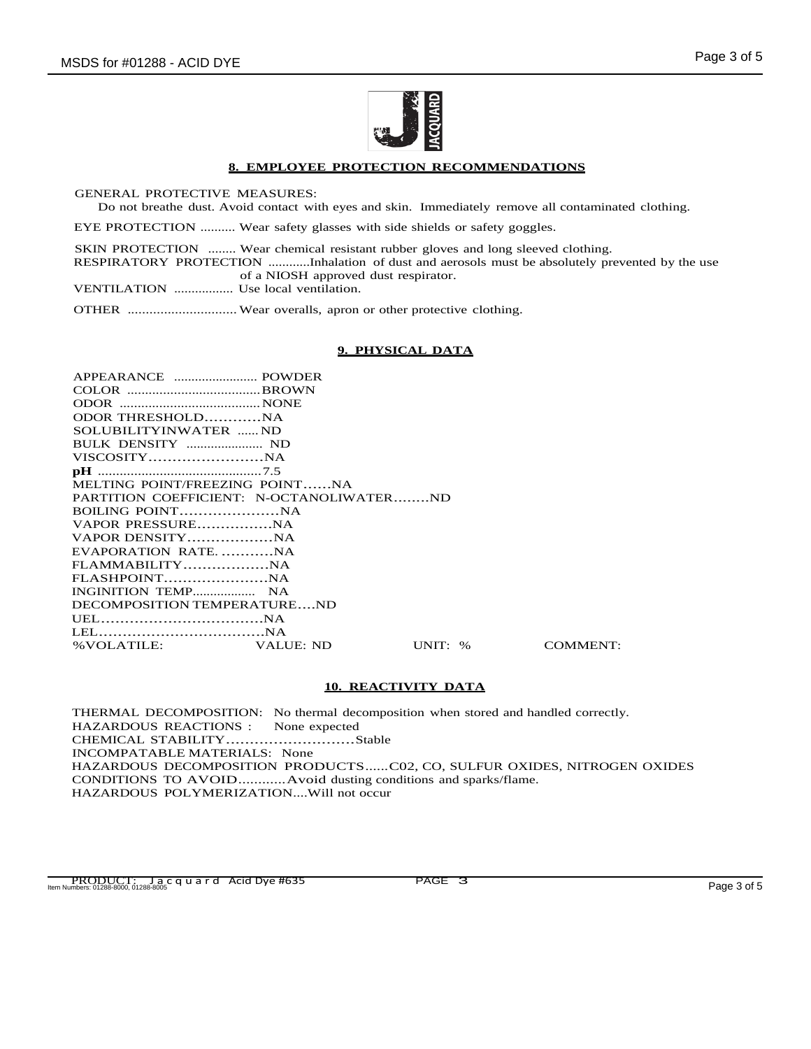## 8. EMPLOYEE PROTECTION RECOMMENDATIONS

GENERAL PROTECTIVE MEASURES:
Do not breathe dust. Avoid contact with eyes and skin. Immediately remove all contaminated clothing.

EYE PROTECTION .......... Wear safety glasses with side shields or safety goggles.

SKIN PROTECTION ........ Wear chemical resistant rubber gloves and long sleeved clothing.
RESPIRATORY PROTECTION ...........Inhalation of dust and aerosols must be absolutely prevented by the use of a NIOSH approved dust respirator.
VENTILATION ................. Use local ventilation.

OTHER .............................. Wear overalls, apron or other protective clothing.

## 9. PHYSICAL DATA

APPEARANCE ........................ POWDER
COLOR .....................................BROWN
ODOR .......................................NONE
ODOR THRESHOLD............NA
SOLUBILITYINWATER ...... ND
BULK DENSITY ...................... ND
VISCOSITY........................NA
**pH** .............................................7.5
MELTING POINT/FREEZING POINT......NA
PARTITION COEFFICIENT: N-OCTANOLIWATER........ND
BOILING POINT.....................NA
VAPOR PRESSURE................NA
VAPOR DENSITY..................NA
EVAPORATION RATE. ...........NA
FLAMMABILITY..................NA
FLASHPOINT......................NA
INGINITION TEMP.................. NA
DECOMPOSITION TEMPERATURE....ND
UEL..................................NA
LEL...................................NA
%VOLATILE: VALUE: ND UNIT: % COMMENT:

## 10. REACTIVITY DATA

THERMAL DECOMPOSITION: No thermal decomposition when stored and handled correctly.
HAZARDOUS REACTIONS : None expected
CHEMICAL STABILITY...........................Stable
INCOMPATABLE MATERIALS: None
HAZARDOUS DECOMPOSITION PRODUCTS......C02, CO, SULFUR OXIDES, NITROGEN OXIDES
CONDITIONS TO AVOID............Avoid dusting conditions and sparks/flame.
HAZARDOUS POLYMERIZATION....Will not occur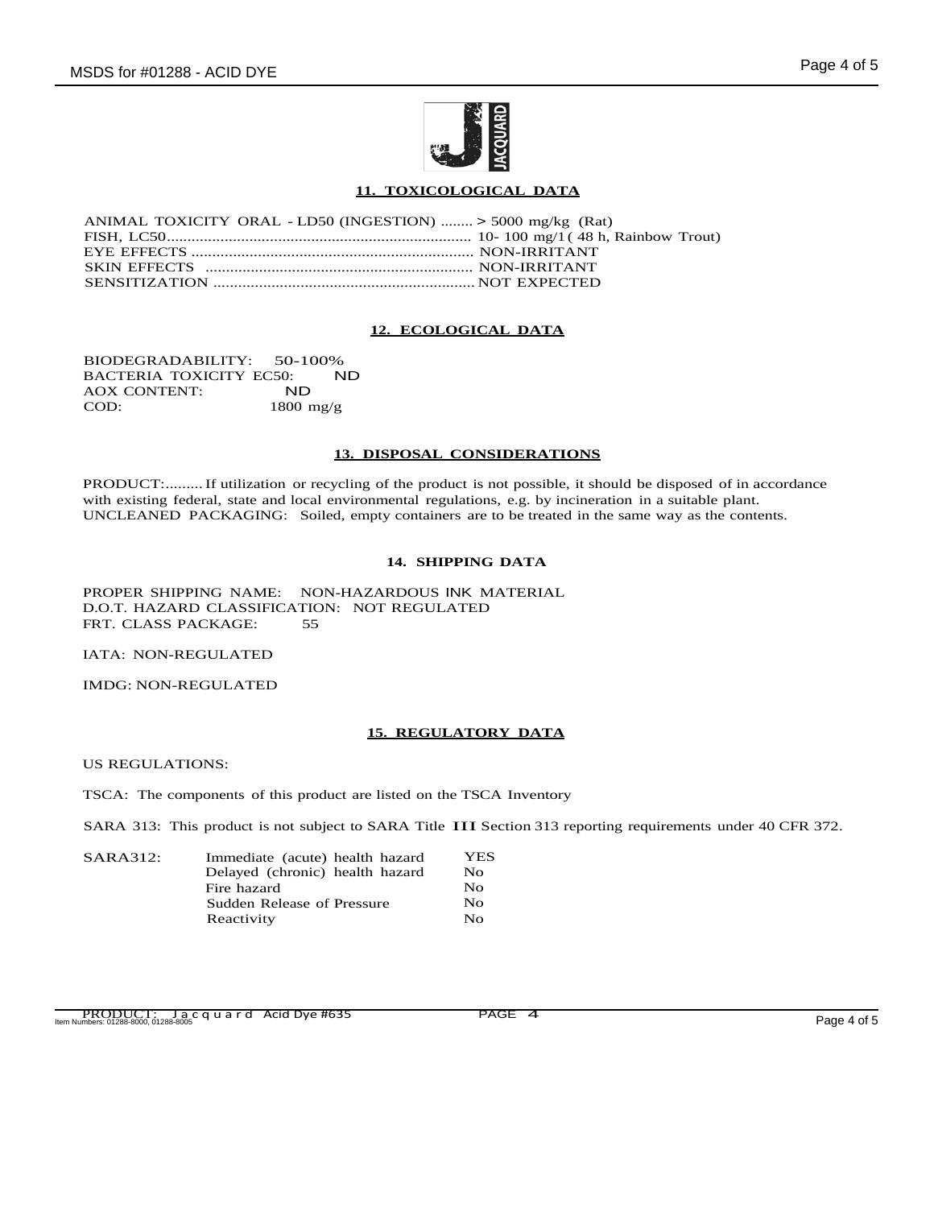## 11. TOXICOLOGICAL DATA

ANIMAL TOXICITY ORAL - LD50 (INGESTION) ........ > 5000 mg/kg (Rat)
FISH, LC50.......................................................................... 10- 100 mg/1 ( 48 h, Rainbow Trout)
EYE EFFECTS ..................................................................... NON-IRRITANT
SKIN EFFECTS .................................................................. NON-IRRITANT
SENSITIZATION ............................................................... NOT EXPECTED

## 12. ECOLOGICAL DATA

BIODEGRADABILITY: 50-100%
BACTERIA TOXICITY EC50: ND
AOX CONTENT: ND
COD: 1800 mg/g

## 13. DISPOSAL CONSIDERATIONS

PRODUCT:......... If utilization or recycling of the product is not possible, it should be disposed of in accordance with existing federal, state and local environmental regulations, e.g. by incineration in a suitable plant.
UNCLEANED PACKAGING: Soiled, empty containers are to be treated in the same way as the contents.

## 14. SHIPPING DATA

PROPER SHIPPING NAME: NON-HAZARDOUS INK MATERIAL
D.O.T. HAZARD CLASSIFICATION: NOT REGULATED
FRT. CLASS PACKAGE: 55

IATA: NON-REGULATED

IMDG: NON-REGULATED

## 15. REGULATORY DATA

US REGULATIONS:

TSCA: The components of this product are listed on the TSCA Inventory

SARA 313: This product is not subject to SARA Title III Section 313 reporting requirements under 40 CFR 372.

| SARA312: | | |
|---|---|---|
| | Immediate (acute) health hazard | YES |
| | Delayed (chronic) health hazard | No |
| | Fire hazard | No |
| | Sudden Release of Pressure | No |
| | Reactivity | No |

PRODUCT: Jacquard Acid Dye #635 PAGE 4
Item Numbers: 01288-8000, 01288-8005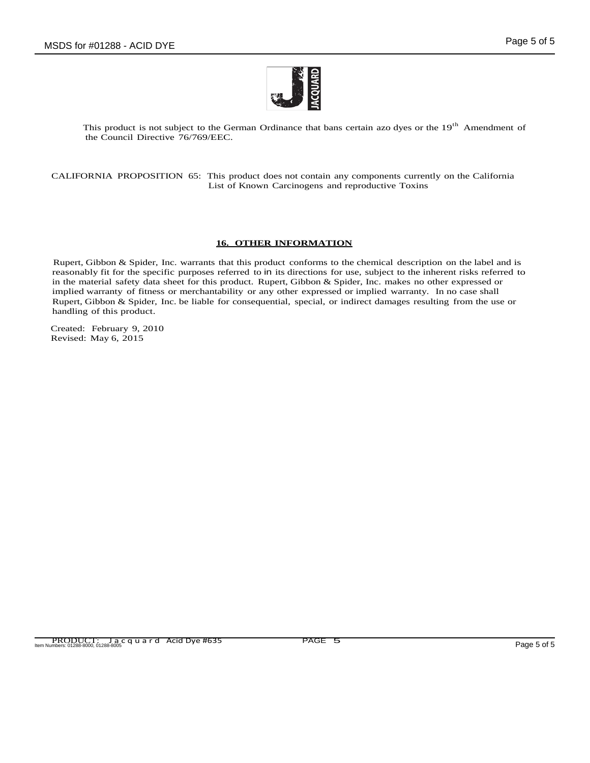This product is not subject to the German Ordinance that bans certain azo dyes or the 19th Amendment of the Council Directive 76/769/EEC.

CALIFORNIA PROPOSITION 65: This product does not contain any components currently on the California List of Known Carcinogens and reproductive Toxins

## 16. OTHER INFORMATION

Rupert, Gibbon & Spider, Inc. warrants that this product conforms to the chemical description on the label and is reasonably fit for the specific purposes referred to in its directions for use, subject to the inherent risks referred to in the material safety data sheet for this product. Rupert, Gibbon & Spider, Inc. makes no other expressed or implied warranty of fitness or merchantability or any other expressed or implied warranty. In no case shall Rupert, Gibbon & Spider, Inc. be liable for consequential, special, or indirect damages resulting from the use or handling of this product.

Created: February 9, 2010
Revised: May 6, 2015